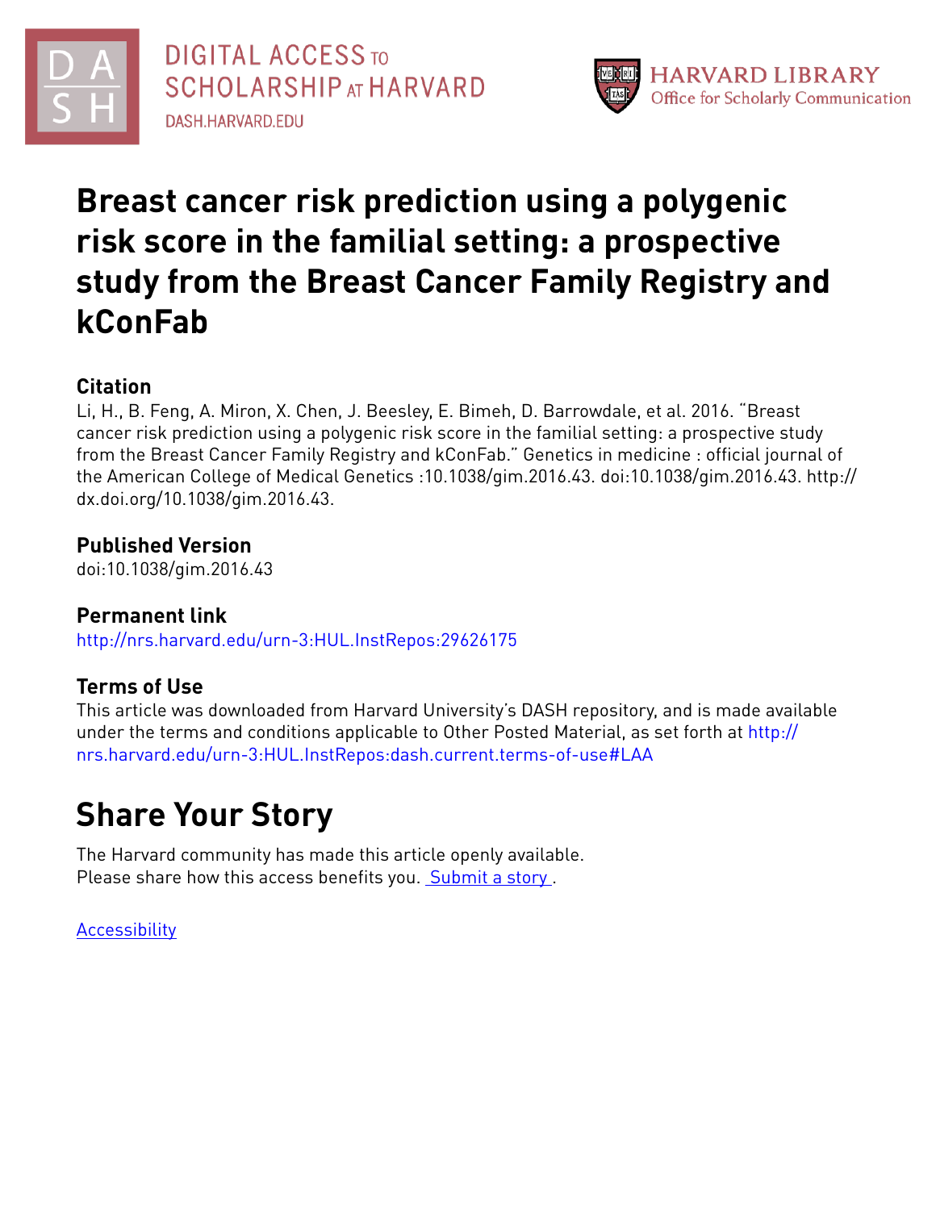# Breast cancer risk prediction using a polygenic risk score in the familial setting: a prospective study from the Breast Cancer Family Registry and kConFab

## Citation

Li, H., B. Feng, A. Miron, X. Chen, J. Beesley, E. Bimeh, D. Barrowdale, et al. 2016. "Breast cancer risk prediction using a polygenic risk score in the familial setting: a prospective study from the Breast Cancer Family Registry and kConFab." Genetics in medicine : official journal of the American College of Medical Genetics :10.1038/gim.2016.43. doi:10.1038/gim.2016.43. http://dx.doi.org/10.1038/gim.2016.43.

## Published Version

doi:10.1038/gim.2016.43

## Permanent link

http://nrs.harvard.edu/urn-3:HUL.InstRepos:29626175

## Terms of Use

This article was downloaded from Harvard University's DASH repository, and is made available under the terms and conditions applicable to Other Posted Material, as set forth at http://nrs.harvard.edu/urn-3:HUL.InstRepos:dash.current.terms-of-use#LAA

# Share Your Story

The Harvard community has made this article openly available.
Please share how this access benefits you. Submit a story .

Accessibility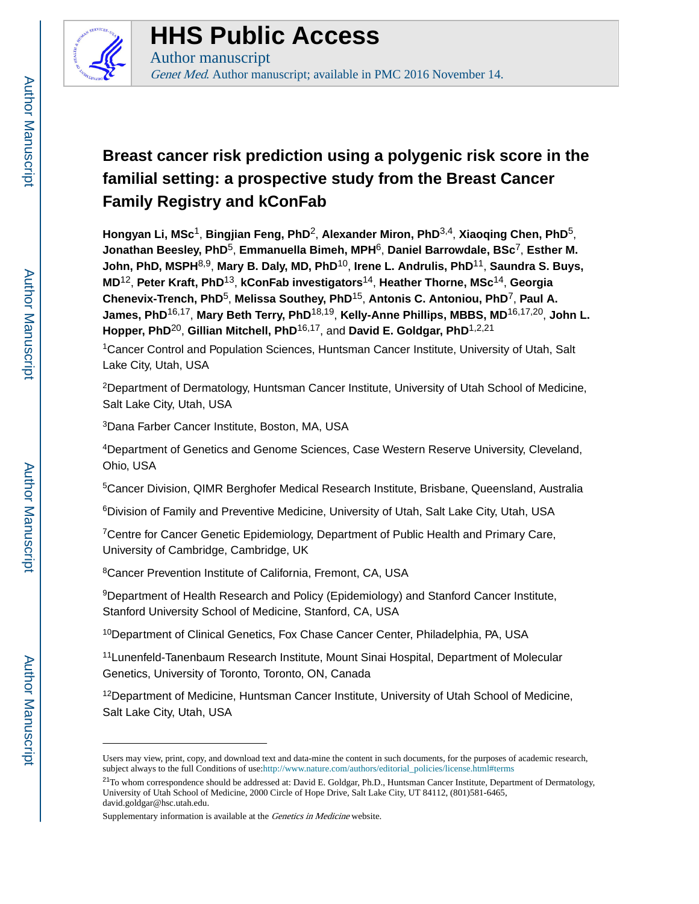# Breast cancer risk prediction using a polygenic risk score in the familial setting: a prospective study from the Breast Cancer Family Registry and kConFab

**Hongyan Li, MSc**[1], **Bingjian Feng, PhD**[2], **Alexander Miron, PhD**[3,4], **Xiaoqing Chen, PhD**[5], **Jonathan Beesley, PhD**[5], **Emmanuella Bimeh, MPH**[6], **Daniel Barrowdale, BSc**[7], **Esther M. John, PhD, MSPH**[8,9], **Mary B. Daly, MD, PhD**[10], **Irene L. Andrulis, PhD**[11], **Saundra S. Buys, MD**[12], **Peter Kraft, PhD**[13], **kConFab investigators**[14], **Heather Thorne, MSc**[14], **Georgia Chenevix-Trench, PhD**[5], **Melissa Southey, PhD**[15], **Antonis C. Antoniou, PhD**[7], **Paul A. James, PhD**[16,17], **Mary Beth Terry, PhD**[18,19], **Kelly-Anne Phillips, MBBS, MD**[16,17,20], **John L. Hopper, PhD**[20], **Gillian Mitchell, PhD**[16,17], and **David E. Goldgar, PhD**[1,2,21]

[1]Cancer Control and Population Sciences, Huntsman Cancer Institute, University of Utah, Salt Lake City, Utah, USA

[2]Department of Dermatology, Huntsman Cancer Institute, University of Utah School of Medicine, Salt Lake City, Utah, USA

[3]Dana Farber Cancer Institute, Boston, MA, USA

[4]Department of Genetics and Genome Sciences, Case Western Reserve University, Cleveland, Ohio, USA

[5]Cancer Division, QIMR Berghofer Medical Research Institute, Brisbane, Queensland, Australia

[6]Division of Family and Preventive Medicine, University of Utah, Salt Lake City, Utah, USA

[7]Centre for Cancer Genetic Epidemiology, Department of Public Health and Primary Care, University of Cambridge, Cambridge, UK

[8]Cancer Prevention Institute of California, Fremont, CA, USA

[9]Department of Health Research and Policy (Epidemiology) and Stanford Cancer Institute, Stanford University School of Medicine, Stanford, CA, USA

[10]Department of Clinical Genetics, Fox Chase Cancer Center, Philadelphia, PA, USA

[11]Lunenfeld-Tanenbaum Research Institute, Mount Sinai Hospital, Department of Molecular Genetics, University of Toronto, Toronto, ON, Canada

[12]Department of Medicine, Huntsman Cancer Institute, University of Utah School of Medicine, Salt Lake City, Utah, USA

---

Users may view, print, copy, and download text and data-mine the content in such documents, for the purposes of academic research, subject always to the full Conditions of use:http://www.nature.com/authors/editorial_policies/license.html#terms

[21]To whom correspondence should be addressed at: David E. Goldgar, Ph.D., Huntsman Cancer Institute, Department of Dermatology, University of Utah School of Medicine, 2000 Circle of Hope Drive, Salt Lake City, UT 84112, (801)581-6465, david.goldgar@hsc.utah.edu.

Supplementary information is available at the *Genetics in Medicine* website.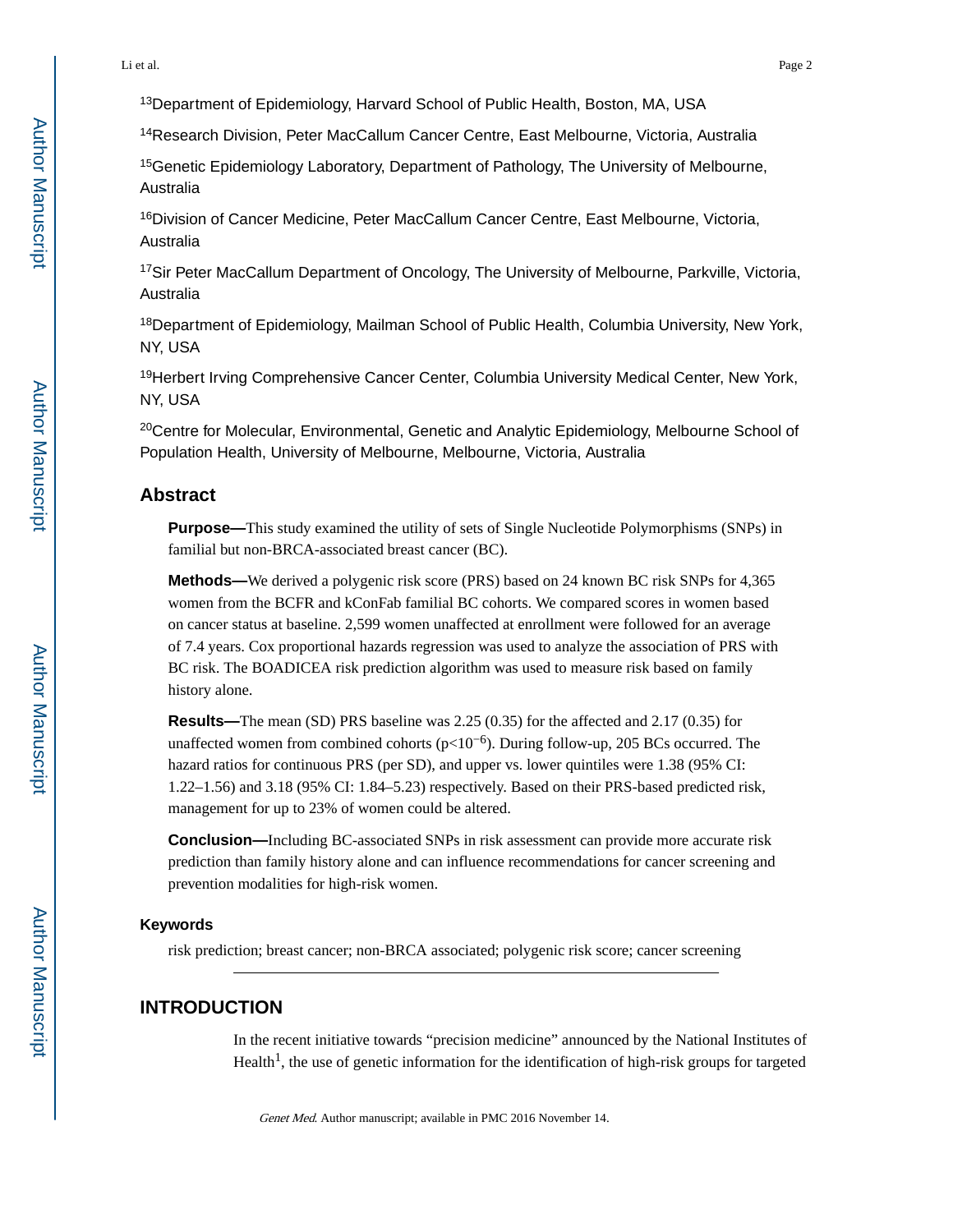[13]Department of Epidemiology, Harvard School of Public Health, Boston, MA, USA

[14]Research Division, Peter MacCallum Cancer Centre, East Melbourne, Victoria, Australia

[15]Genetic Epidemiology Laboratory, Department of Pathology, The University of Melbourne, Australia

[16]Division of Cancer Medicine, Peter MacCallum Cancer Centre, East Melbourne, Victoria, Australia

[17]Sir Peter MacCallum Department of Oncology, The University of Melbourne, Parkville, Victoria, Australia

[18]Department of Epidemiology, Mailman School of Public Health, Columbia University, New York, NY, USA

[19]Herbert Irving Comprehensive Cancer Center, Columbia University Medical Center, New York, NY, USA

[20]Centre for Molecular, Environmental, Genetic and Analytic Epidemiology, Melbourne School of Population Health, University of Melbourne, Melbourne, Victoria, Australia

## Abstract

**Purpose—**This study examined the utility of sets of Single Nucleotide Polymorphisms (SNPs) in familial but non-BRCA-associated breast cancer (BC).

**Methods—**We derived a polygenic risk score (PRS) based on 24 known BC risk SNPs for 4,365 women from the BCFR and kConFab familial BC cohorts. We compared scores in women based on cancer status at baseline. 2,599 women unaffected at enrollment were followed for an average of 7.4 years. Cox proportional hazards regression was used to analyze the association of PRS with BC risk. The BOADICEA risk prediction algorithm was used to measure risk based on family history alone.

**Results—**The mean (SD) PRS baseline was 2.25 (0.35) for the affected and 2.17 (0.35) for unaffected women from combined cohorts ($p<10^{-6}$). During follow-up, 205 BCs occurred. The hazard ratios for continuous PRS (per SD), and upper vs. lower quintiles were 1.38 (95% CI: 1.22–1.56) and 3.18 (95% CI: 1.84–5.23) respectively. Based on their PRS-based predicted risk, management for up to 23% of women could be altered.

**Conclusion—**Including BC-associated SNPs in risk assessment can provide more accurate risk prediction than family history alone and can influence recommendations for cancer screening and prevention modalities for high-risk women.

### Keywords

risk prediction; breast cancer; non-BRCA associated; polygenic risk score; cancer screening

## INTRODUCTION

In the recent initiative towards "precision medicine" announced by the National Institutes of Health[1], the use of genetic information for the identification of high-risk groups for targeted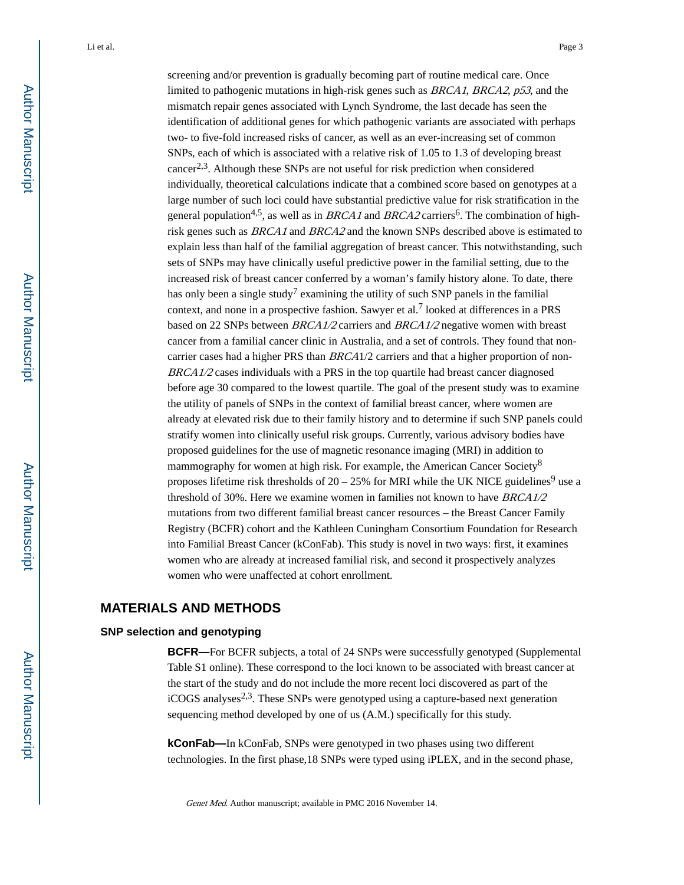screening and/or prevention is gradually becoming part of routine medical care. Once limited to pathogenic mutations in high-risk genes such as *BRCA1*, *BRCA2*, *p53*, and the mismatch repair genes associated with Lynch Syndrome, the last decade has seen the identification of additional genes for which pathogenic variants are associated with perhaps two- to five-fold increased risks of cancer, as well as an ever-increasing set of common SNPs, each of which is associated with a relative risk of 1.05 to 1.3 of developing breast cancer[2,3]. Although these SNPs are not useful for risk prediction when considered individually, theoretical calculations indicate that a combined score based on genotypes at a large number of such loci could have substantial predictive value for risk stratification in the general population[4,5], as well as in *BRCA1* and *BRCA2* carriers[6]. The combination of high-risk genes such as *BRCA1* and *BRCA2* and the known SNPs described above is estimated to explain less than half of the familial aggregation of breast cancer. This notwithstanding, such sets of SNPs may have clinically useful predictive power in the familial setting, due to the increased risk of breast cancer conferred by a woman's family history alone. To date, there has only been a single study[7] examining the utility of such SNP panels in the familial context, and none in a prospective fashion. Sawyer et al.[7] looked at differences in a PRS based on 22 SNPs between *BRCA1/2* carriers and *BRCA1/2* negative women with breast cancer from a familial cancer clinic in Australia, and a set of controls. They found that non-carrier cases had a higher PRS than *BRCA*1/2 carriers and that a higher proportion of non-*BRCA1/2* cases individuals with a PRS in the top quartile had breast cancer diagnosed before age 30 compared to the lowest quartile. The goal of the present study was to examine the utility of panels of SNPs in the context of familial breast cancer, where women are already at elevated risk due to their family history and to determine if such SNP panels could stratify women into clinically useful risk groups. Currently, various advisory bodies have proposed guidelines for the use of magnetic resonance imaging (MRI) in addition to mammography for women at high risk. For example, the American Cancer Society[8] proposes lifetime risk thresholds of 20 – 25% for MRI while the UK NICE guidelines[9] use a threshold of 30%. Here we examine women in families not known to have *BRCA1/2* mutations from two different familial breast cancer resources – the Breast Cancer Family Registry (BCFR) cohort and the Kathleen Cuningham Consortium Foundation for Research into Familial Breast Cancer (kConFab). This study is novel in two ways: first, it examines women who are already at increased familial risk, and second it prospectively analyzes women who were unaffected at cohort enrollment.

## MATERIALS AND METHODS

### SNP selection and genotyping

**BCFR—**For BCFR subjects, a total of 24 SNPs were successfully genotyped (Supplemental Table S1 online). These correspond to the loci known to be associated with breast cancer at the start of the study and do not include the more recent loci discovered as part of the iCOGS analyses[2,3]. These SNPs were genotyped using a capture-based next generation sequencing method developed by one of us (A.M.) specifically for this study.

**kConFab—**In kConFab, SNPs were genotyped in two phases using two different technologies. In the first phase,18 SNPs were typed using iPLEX, and in the second phase,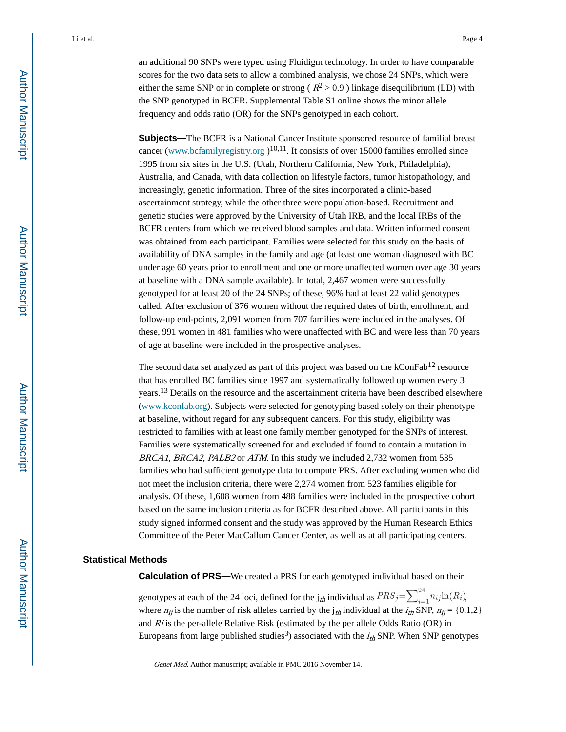an additional 90 SNPs were typed using Fluidigm technology. In order to have comparable scores for the two data sets to allow a combined analysis, we chose 24 SNPs, which were either the same SNP or in complete or strong ( $R^2 > 0.9$ ) linkage disequilibrium (LD) with the SNP genotyped in BCFR. Supplemental Table S1 online shows the minor allele frequency and odds ratio (OR) for the SNPs genotyped in each cohort.

**Subjects—**The BCFR is a National Cancer Institute sponsored resource of familial breast cancer (www.bcfamilyregistry.org )[10,11]. It consists of over 15000 families enrolled since 1995 from six sites in the U.S. (Utah, Northern California, New York, Philadelphia), Australia, and Canada, with data collection on lifestyle factors, tumor histopathology, and increasingly, genetic information. Three of the sites incorporated a clinic-based ascertainment strategy, while the other three were population-based. Recruitment and genetic studies were approved by the University of Utah IRB, and the local IRBs of the BCFR centers from which we received blood samples and data. Written informed consent was obtained from each participant. Families were selected for this study on the basis of availability of DNA samples in the family and age (at least one woman diagnosed with BC under age 60 years prior to enrollment and one or more unaffected women over age 30 years at baseline with a DNA sample available). In total, 2,467 women were successfully genotyped for at least 20 of the 24 SNPs; of these, 96% had at least 22 valid genotypes called. After exclusion of 376 women without the required dates of birth, enrollment, and follow-up end-points, 2,091 women from 707 families were included in the analyses. Of these, 991 women in 481 families who were unaffected with BC and were less than 70 years of age at baseline were included in the prospective analyses.

The second data set analyzed as part of this project was based on the kConFab[12] resource that has enrolled BC families since 1997 and systematically followed up women every 3 years.[13] Details on the resource and the ascertainment criteria have been described elsewhere (www.kconfab.org). Subjects were selected for genotyping based solely on their phenotype at baseline, without regard for any subsequent cancers. For this study, eligibility was restricted to families with at least one family member genotyped for the SNPs of interest. Families were systematically screened for and excluded if found to contain a mutation in *BRCA1*, *BRCA2, PALB2* or *ATM*. In this study we included 2,732 women from 535 families who had sufficient genotype data to compute PRS. After excluding women who did not meet the inclusion criteria, there were 2,274 women from 523 families eligible for analysis. Of these, 1,608 women from 488 families were included in the prospective cohort based on the same inclusion criteria as for BCFR described above. All participants in this study signed informed consent and the study was approved by the Human Research Ethics Committee of the Peter MacCallum Cancer Center, as well as at all participating centers.

## Statistical Methods

**Calculation of PRS—**We created a PRS for each genotyped individual based on their genotypes at each of the 24 loci, defined for the $j_{th}$ individual as $PRS_j = \sum_{i=1}^{24} n_{ij} \ln(R_i)$, where $n_{ij}$ is the number of risk alleles carried by the $j_{th}$ individual at the $i_{th}$ SNP, $n_{ij} = \{0,1,2\}$ and $Ri$ is the per-allele Relative Risk (estimated by the per allele Odds Ratio (OR) in Europeans from large published studies[3]) associated with the $i_{th}$ SNP. When SNP genotypes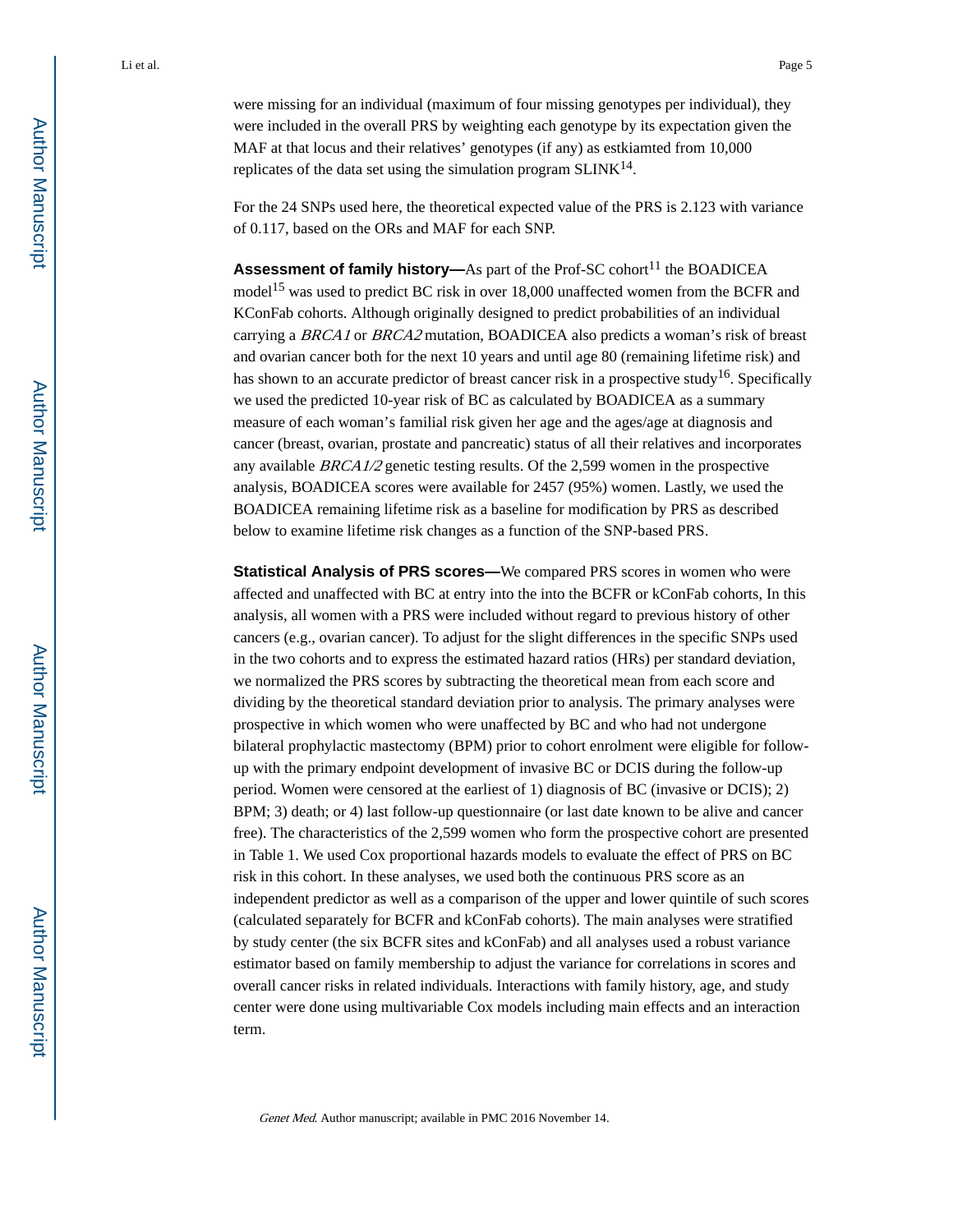were missing for an individual (maximum of four missing genotypes per individual), they were included in the overall PRS by weighting each genotype by its expectation given the MAF at that locus and their relatives' genotypes (if any) as estkiamted from 10,000 replicates of the data set using the simulation program SLINK[14].

For the 24 SNPs used here, the theoretical expected value of the PRS is 2.123 with variance of 0.117, based on the ORs and MAF for each SNP.

**Assessment of family history—**As part of the Prof-SC cohort[11] the BOADICEA model[15] was used to predict BC risk in over 18,000 unaffected women from the BCFR and KConFab cohorts. Although originally designed to predict probabilities of an individual carrying a *BRCA1* or *BRCA2* mutation, BOADICEA also predicts a woman's risk of breast and ovarian cancer both for the next 10 years and until age 80 (remaining lifetime risk) and has shown to an accurate predictor of breast cancer risk in a prospective study[16]. Specifically we used the predicted 10-year risk of BC as calculated by BOADICEA as a summary measure of each woman's familial risk given her age and the ages/age at diagnosis and cancer (breast, ovarian, prostate and pancreatic) status of all their relatives and incorporates any available *BRCA1/2* genetic testing results. Of the 2,599 women in the prospective analysis, BOADICEA scores were available for 2457 (95%) women. Lastly, we used the BOADICEA remaining lifetime risk as a baseline for modification by PRS as described below to examine lifetime risk changes as a function of the SNP-based PRS.

**Statistical Analysis of PRS scores—**We compared PRS scores in women who were affected and unaffected with BC at entry into the into the BCFR or kConFab cohorts, In this analysis, all women with a PRS were included without regard to previous history of other cancers (e.g., ovarian cancer). To adjust for the slight differences in the specific SNPs used in the two cohorts and to express the estimated hazard ratios (HRs) per standard deviation, we normalized the PRS scores by subtracting the theoretical mean from each score and dividing by the theoretical standard deviation prior to analysis. The primary analyses were prospective in which women who were unaffected by BC and who had not undergone bilateral prophylactic mastectomy (BPM) prior to cohort enrolment were eligible for follow-up with the primary endpoint development of invasive BC or DCIS during the follow-up period. Women were censored at the earliest of 1) diagnosis of BC (invasive or DCIS); 2) BPM; 3) death; or 4) last follow-up questionnaire (or last date known to be alive and cancer free). The characteristics of the 2,599 women who form the prospective cohort are presented in Table 1. We used Cox proportional hazards models to evaluate the effect of PRS on BC risk in this cohort. In these analyses, we used both the continuous PRS score as an independent predictor as well as a comparison of the upper and lower quintile of such scores (calculated separately for BCFR and kConFab cohorts). The main analyses were stratified by study center (the six BCFR sites and kConFab) and all analyses used a robust variance estimator based on family membership to adjust the variance for correlations in scores and overall cancer risks in related individuals. Interactions with family history, age, and study center were done using multivariable Cox models including main effects and an interaction term.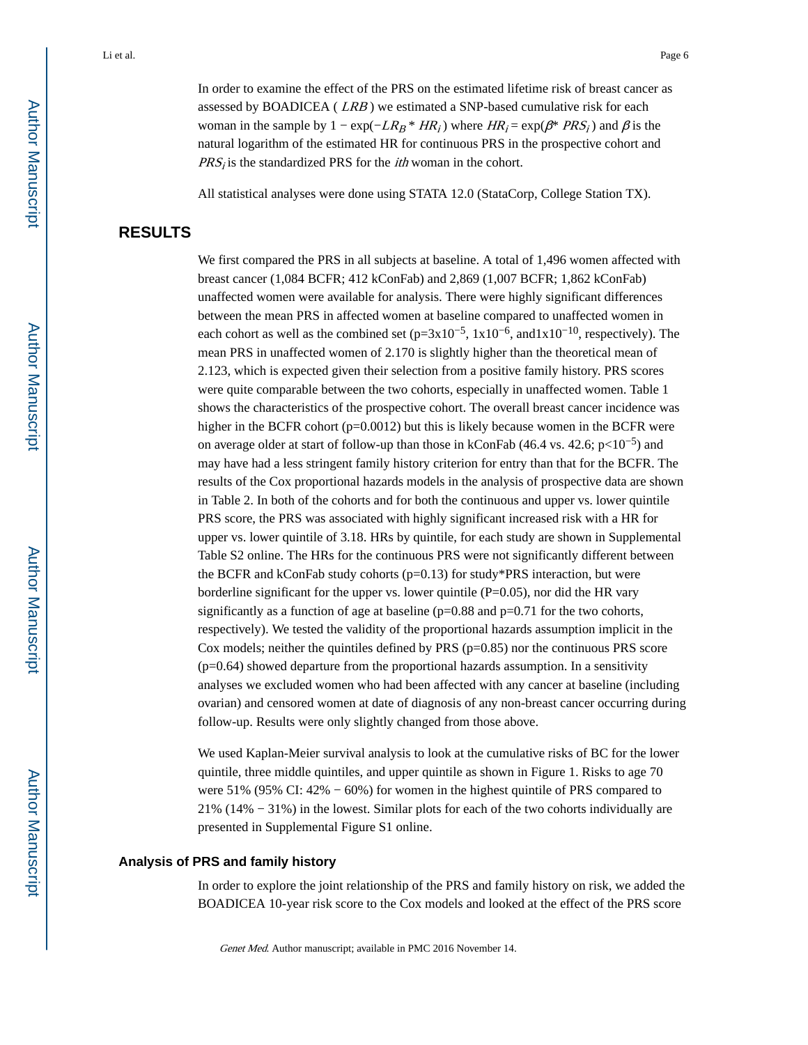In order to examine the effect of the PRS on the estimated lifetime risk of breast cancer as assessed by BOADICEA ( $LRB$ ) we estimated a SNP-based cumulative risk for each woman in the sample by $1 - \exp(-LR_B * HR_i)$ where $HR_i = \exp(\beta * PRS_i)$ and $\beta$ is the natural logarithm of the estimated HR for continuous PRS in the prospective cohort and $PRS_i$ is the standardized PRS for the *ith* woman in the cohort.

All statistical analyses were done using STATA 12.0 (StataCorp, College Station TX).

## RESULTS

We first compared the PRS in all subjects at baseline. A total of 1,496 women affected with breast cancer (1,084 BCFR; 412 kConFab) and 2,869 (1,007 BCFR; 1,862 kConFab) unaffected women were available for analysis. There were highly significant differences between the mean PRS in affected women at baseline compared to unaffected women in each cohort as well as the combined set ($p=3x10^{-5}$, $1x10^{-6}$, and$1x10^{-10}$, respectively). The mean PRS in unaffected women of 2.170 is slightly higher than the theoretical mean of 2.123, which is expected given their selection from a positive family history. PRS scores were quite comparable between the two cohorts, especially in unaffected women. Table 1 shows the characteristics of the prospective cohort. The overall breast cancer incidence was higher in the BCFR cohort (p=0.0012) but this is likely because women in the BCFR were on average older at start of follow-up than those in kConFab (46.4 vs. 42.6; $p<10^{-5}$) and may have had a less stringent family history criterion for entry than that for the BCFR. The results of the Cox proportional hazards models in the analysis of prospective data are shown in Table 2. In both of the cohorts and for both the continuous and upper vs. lower quintile PRS score, the PRS was associated with highly significant increased risk with a HR for upper vs. lower quintile of 3.18. HRs by quintile, for each study are shown in Supplemental Table S2 online. The HRs for the continuous PRS were not significantly different between the BCFR and kConFab study cohorts (p=0.13) for study*PRS interaction, but were borderline significant for the upper vs. lower quintile (P=0.05), nor did the HR vary significantly as a function of age at baseline (p=0.88 and p=0.71 for the two cohorts, respectively). We tested the validity of the proportional hazards assumption implicit in the Cox models; neither the quintiles defined by PRS (p=0.85) nor the continuous PRS score (p=0.64) showed departure from the proportional hazards assumption. In a sensitivity analyses we excluded women who had been affected with any cancer at baseline (including ovarian) and censored women at date of diagnosis of any non-breast cancer occurring during follow-up. Results were only slightly changed from those above.

We used Kaplan-Meier survival analysis to look at the cumulative risks of BC for the lower quintile, three middle quintiles, and upper quintile as shown in Figure 1. Risks to age 70 were 51% (95% CI: 42% − 60%) for women in the highest quintile of PRS compared to 21% (14% − 31%) in the lowest. Similar plots for each of the two cohorts individually are presented in Supplemental Figure S1 online.

### Analysis of PRS and family history

In order to explore the joint relationship of the PRS and family history on risk, we added the BOADICEA 10-year risk score to the Cox models and looked at the effect of the PRS score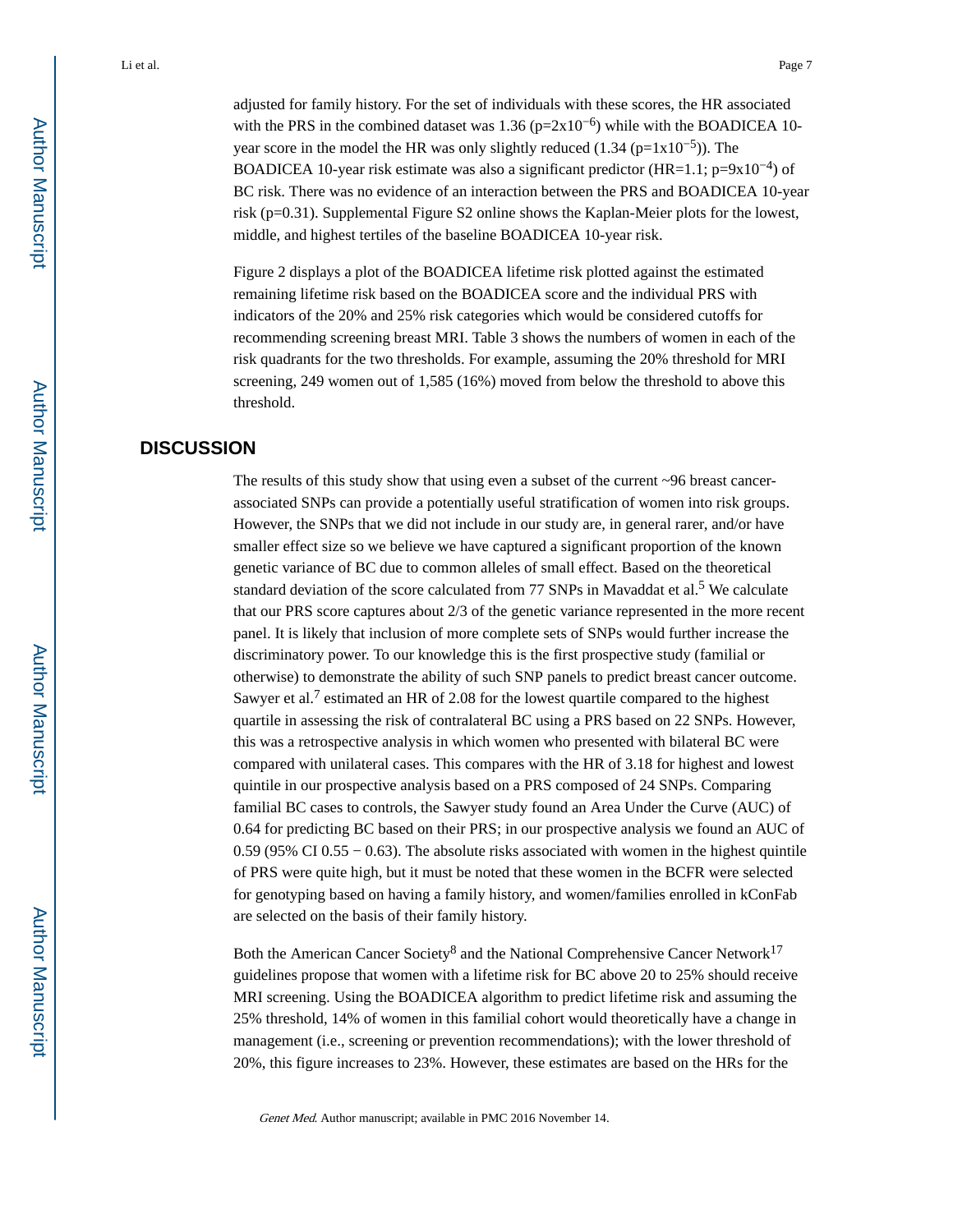adjusted for family history. For the set of individuals with these scores, the HR associated with the PRS in the combined dataset was 1.36 ($p=2x10^{-6}$) while with the BOADICEA 10-year score in the model the HR was only slightly reduced (1.34 ($p=1x10^{-5}$)). The BOADICEA 10-year risk estimate was also a significant predictor (HR=1.1; $p=9x10^{-4}$) of BC risk. There was no evidence of an interaction between the PRS and BOADICEA 10-year risk (p=0.31). Supplemental Figure S2 online shows the Kaplan-Meier plots for the lowest, middle, and highest tertiles of the baseline BOADICEA 10-year risk.

Figure 2 displays a plot of the BOADICEA lifetime risk plotted against the estimated remaining lifetime risk based on the BOADICEA score and the individual PRS with indicators of the 20% and 25% risk categories which would be considered cutoffs for recommending screening breast MRI. Table 3 shows the numbers of women in each of the risk quadrants for the two thresholds. For example, assuming the 20% threshold for MRI screening, 249 women out of 1,585 (16%) moved from below the threshold to above this threshold.

## DISCUSSION

The results of this study show that using even a subset of the current ~96 breast cancer-associated SNPs can provide a potentially useful stratification of women into risk groups. However, the SNPs that we did not include in our study are, in general rarer, and/or have smaller effect size so we believe we have captured a significant proportion of the known genetic variance of BC due to common alleles of small effect. Based on the theoretical standard deviation of the score calculated from 77 SNPs in Mavaddat et al.[5] We calculate that our PRS score captures about 2/3 of the genetic variance represented in the more recent panel. It is likely that inclusion of more complete sets of SNPs would further increase the discriminatory power. To our knowledge this is the first prospective study (familial or otherwise) to demonstrate the ability of such SNP panels to predict breast cancer outcome. Sawyer et al.[7] estimated an HR of 2.08 for the lowest quartile compared to the highest quartile in assessing the risk of contralateral BC using a PRS based on 22 SNPs. However, this was a retrospective analysis in which women who presented with bilateral BC were compared with unilateral cases. This compares with the HR of 3.18 for highest and lowest quintile in our prospective analysis based on a PRS composed of 24 SNPs. Comparing familial BC cases to controls, the Sawyer study found an Area Under the Curve (AUC) of 0.64 for predicting BC based on their PRS; in our prospective analysis we found an AUC of 0.59 (95% CI 0.55 − 0.63). The absolute risks associated with women in the highest quintile of PRS were quite high, but it must be noted that these women in the BCFR were selected for genotyping based on having a family history, and women/families enrolled in kConFab are selected on the basis of their family history.

Both the American Cancer Society[8] and the National Comprehensive Cancer Network[17] guidelines propose that women with a lifetime risk for BC above 20 to 25% should receive MRI screening. Using the BOADICEA algorithm to predict lifetime risk and assuming the 25% threshold, 14% of women in this familial cohort would theoretically have a change in management (i.e., screening or prevention recommendations); with the lower threshold of 20%, this figure increases to 23%. However, these estimates are based on the HRs for the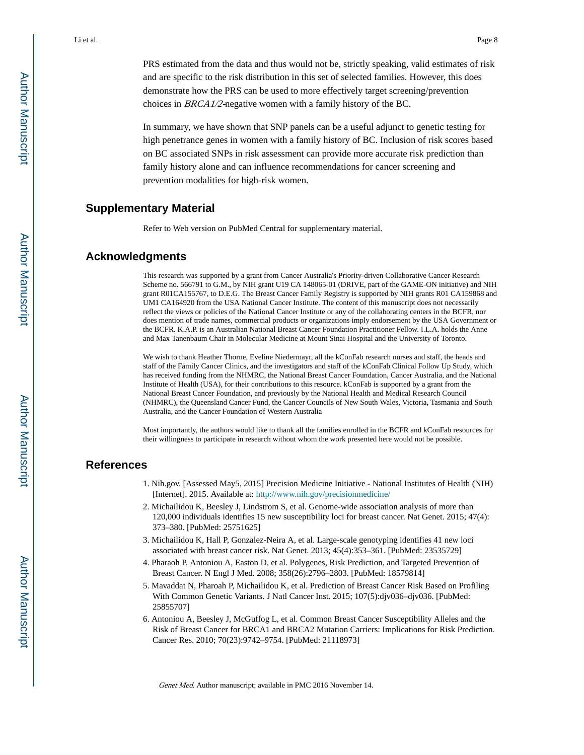PRS estimated from the data and thus would not be, strictly speaking, valid estimates of risk and are specific to the risk distribution in this set of selected families. However, this does demonstrate how the PRS can be used to more effectively target screening/prevention choices in *BRCA1/2*-negative women with a family history of the BC.

In summary, we have shown that SNP panels can be a useful adjunct to genetic testing for high penetrance genes in women with a family history of BC. Inclusion of risk scores based on BC associated SNPs in risk assessment can provide more accurate risk prediction than family history alone and can influence recommendations for cancer screening and prevention modalities for high-risk women.

## Supplementary Material

Refer to Web version on PubMed Central for supplementary material.

## Acknowledgments

This research was supported by a grant from Cancer Australia's Priority-driven Collaborative Cancer Research Scheme no. 566791 to G.M., by NIH grant U19 CA 148065-01 (DRIVE, part of the GAME-ON initiative) and NIH grant R01CA155767, to D.E.G. The Breast Cancer Family Registry is supported by NIH grants R01 CA159868 and UM1 CA164920 from the USA National Cancer Institute. The content of this manuscript does not necessarily reflect the views or policies of the National Cancer Institute or any of the collaborating centers in the BCFR, nor does mention of trade names, commercial products or organizations imply endorsement by the USA Government or the BCFR. K.A.P. is an Australian National Breast Cancer Foundation Practitioner Fellow. I.L.A. holds the Anne and Max Tanenbaum Chair in Molecular Medicine at Mount Sinai Hospital and the University of Toronto.

We wish to thank Heather Thorne, Eveline Niedermayr, all the kConFab research nurses and staff, the heads and staff of the Family Cancer Clinics, and the investigators and staff of the kConFab Clinical Follow Up Study, which has received funding from the NHMRC, the National Breast Cancer Foundation, Cancer Australia, and the National Institute of Health (USA), for their contributions to this resource. kConFab is supported by a grant from the National Breast Cancer Foundation, and previously by the National Health and Medical Research Council (NHMRC), the Queensland Cancer Fund, the Cancer Councils of New South Wales, Victoria, Tasmania and South Australia, and the Cancer Foundation of Western Australia

Most importantly, the authors would like to thank all the families enrolled in the BCFR and kConFab resources for their willingness to participate in research without whom the work presented here would not be possible.

## References

1. Nih.gov. [Assessed May5, 2015] Precision Medicine Initiative - National Institutes of Health (NIH) [Internet]. 2015. Available at: http://www.nih.gov/precisionmedicine/
2. Michailidou K, Beesley J, Lindstrom S, et al. Genome-wide association analysis of more than 120,000 individuals identifies 15 new susceptibility loci for breast cancer. Nat Genet. 2015; 47(4): 373–380. [PubMed: 25751625]
3. Michailidou K, Hall P, Gonzalez-Neira A, et al. Large-scale genotyping identifies 41 new loci associated with breast cancer risk. Nat Genet. 2013; 45(4):353–361. [PubMed: 23535729]
4. Pharaoh P, Antoniou A, Easton D, et al. Polygenes, Risk Prediction, and Targeted Prevention of Breast Cancer. N Engl J Med. 2008; 358(26):2796–2803. [PubMed: 18579814]
5. Mavaddat N, Pharoah P, Michailidou K, et al. Prediction of Breast Cancer Risk Based on Profiling With Common Genetic Variants. J Natl Cancer Inst. 2015; 107(5):djv036–djv036. [PubMed: 25855707]
6. Antoniou A, Beesley J, McGuffog L, et al. Common Breast Cancer Susceptibility Alleles and the Risk of Breast Cancer for BRCA1 and BRCA2 Mutation Carriers: Implications for Risk Prediction. Cancer Res. 2010; 70(23):9742–9754. [PubMed: 21118973]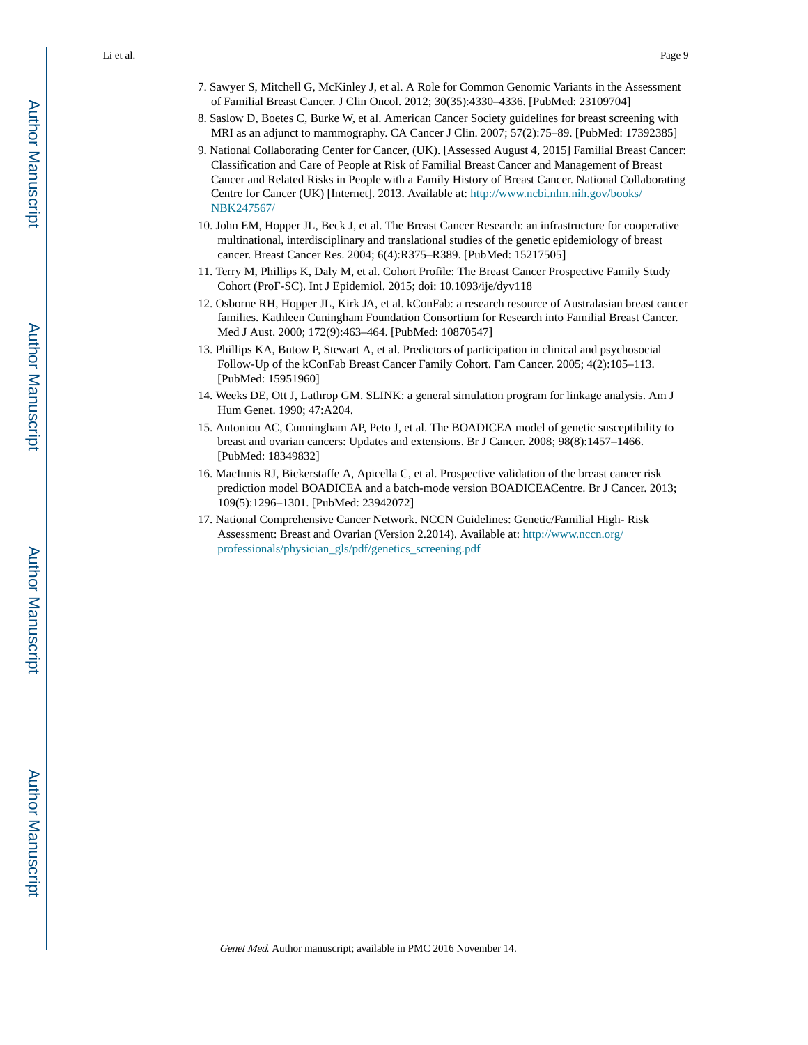7. Sawyer S, Mitchell G, McKinley J, et al. A Role for Common Genomic Variants in the Assessment of Familial Breast Cancer. J Clin Oncol. 2012; 30(35):4330–4336. [PubMed: 23109704]
8. Saslow D, Boetes C, Burke W, et al. American Cancer Society guidelines for breast screening with MRI as an adjunct to mammography. CA Cancer J Clin. 2007; 57(2):75–89. [PubMed: 17392385]
9. National Collaborating Center for Cancer, (UK). [Assessed August 4, 2015] Familial Breast Cancer: Classification and Care of People at Risk of Familial Breast Cancer and Management of Breast Cancer and Related Risks in People with a Family History of Breast Cancer. National Collaborating Centre for Cancer (UK) [Internet]. 2013. Available at: http://www.ncbi.nlm.nih.gov/books/NBK247567/
10. John EM, Hopper JL, Beck J, et al. The Breast Cancer Research: an infrastructure for cooperative multinational, interdisciplinary and translational studies of the genetic epidemiology of breast cancer. Breast Cancer Res. 2004; 6(4):R375–R389. [PubMed: 15217505]
11. Terry M, Phillips K, Daly M, et al. Cohort Profile: The Breast Cancer Prospective Family Study Cohort (ProF-SC). Int J Epidemiol. 2015; doi: 10.1093/ije/dyv118
12. Osborne RH, Hopper JL, Kirk JA, et al. kConFab: a research resource of Australasian breast cancer families. Kathleen Cuningham Foundation Consortium for Research into Familial Breast Cancer. Med J Aust. 2000; 172(9):463–464. [PubMed: 10870547]
13. Phillips KA, Butow P, Stewart A, et al. Predictors of participation in clinical and psychosocial Follow-Up of the kConFab Breast Cancer Family Cohort. Fam Cancer. 2005; 4(2):105–113. [PubMed: 15951960]
14. Weeks DE, Ott J, Lathrop GM. SLINK: a general simulation program for linkage analysis. Am J Hum Genet. 1990; 47:A204.
15. Antoniou AC, Cunningham AP, Peto J, et al. The BOADICEA model of genetic susceptibility to breast and ovarian cancers: Updates and extensions. Br J Cancer. 2008; 98(8):1457–1466. [PubMed: 18349832]
16. MacInnis RJ, Bickerstaffe A, Apicella C, et al. Prospective validation of the breast cancer risk prediction model BOADICEA and a batch-mode version BOADICEACentre. Br J Cancer. 2013; 109(5):1296–1301. [PubMed: 23942072]
17. National Comprehensive Cancer Network. NCCN Guidelines: Genetic/Familial High- Risk Assessment: Breast and Ovarian (Version 2.2014). Available at: http://www.nccn.org/professionals/physician_gls/pdf/genetics_screening.pdf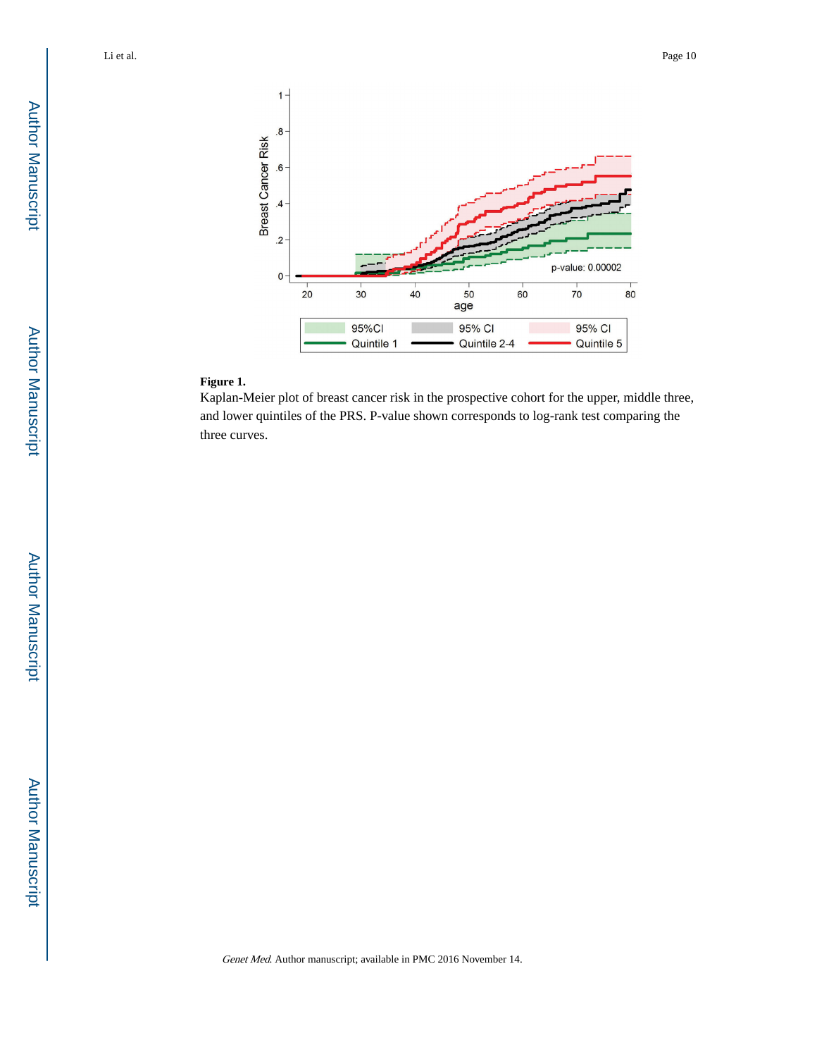**Figure 1.**

Kaplan-Meier plot of breast cancer risk in the prospective cohort for the upper, middle three, and lower quintiles of the PRS. P-value shown corresponds to log-rank test comparing the three curves.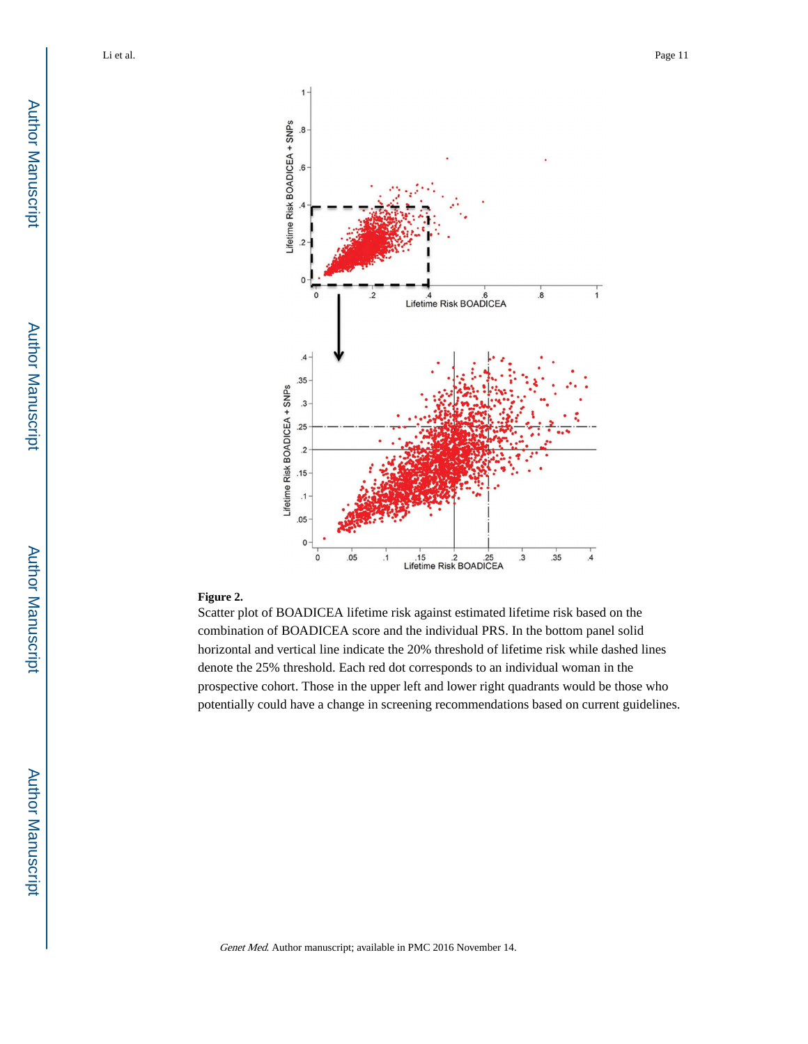**Figure 2.**

Scatter plot of BOADICEA lifetime risk against estimated lifetime risk based on the combination of BOADICEA score and the individual PRS. In the bottom panel solid horizontal and vertical line indicate the 20% threshold of lifetime risk while dashed lines denote the 25% threshold. Each red dot corresponds to an individual woman in the prospective cohort. Those in the upper left and lower right quadrants would be those who potentially could have a change in screening recommendations based on current guidelines.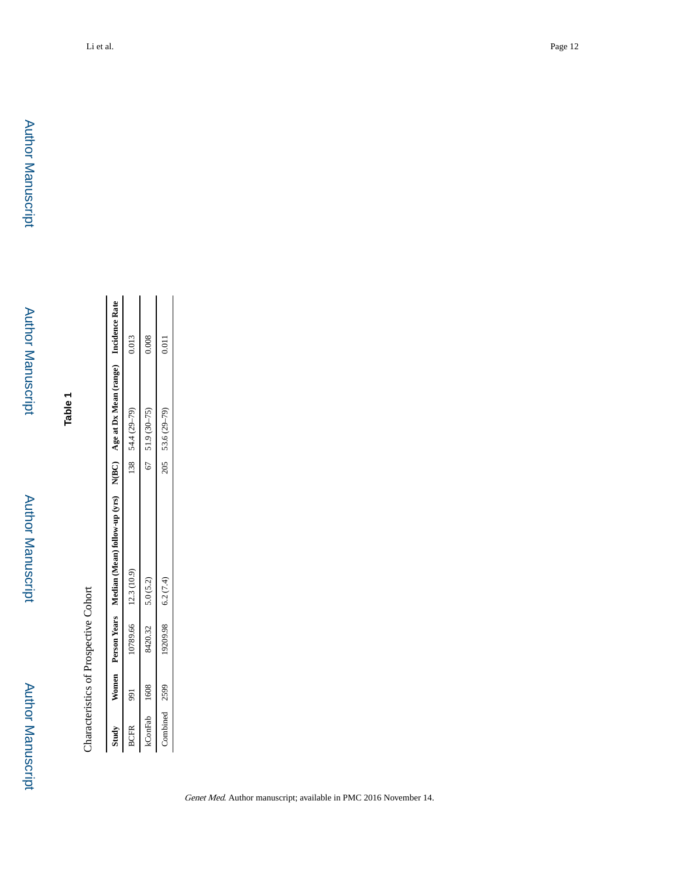# Table 1

Characteristics of Prospective Cohort

| Study | Women | Person Years | Median (Mean) follow-up (yrs) | N(BC) | Age at Dx Mean (range) | Incidence Rate |
|---|---|---|---|---|---|---|
| BCFR | 991 | 10789.66 | 12.3 (10.9) | 138 | 54.4 (29–79) | 0.013 |
| kConFab | 1608 | 8420.32 | 5.0 (5.2) | 67 | 51.9 (30–75) | 0.008 |
| Combined | 2599 | 19209.98 | 6.2 (7.4) | 205 | 53.6 (29–79) | 0.011 |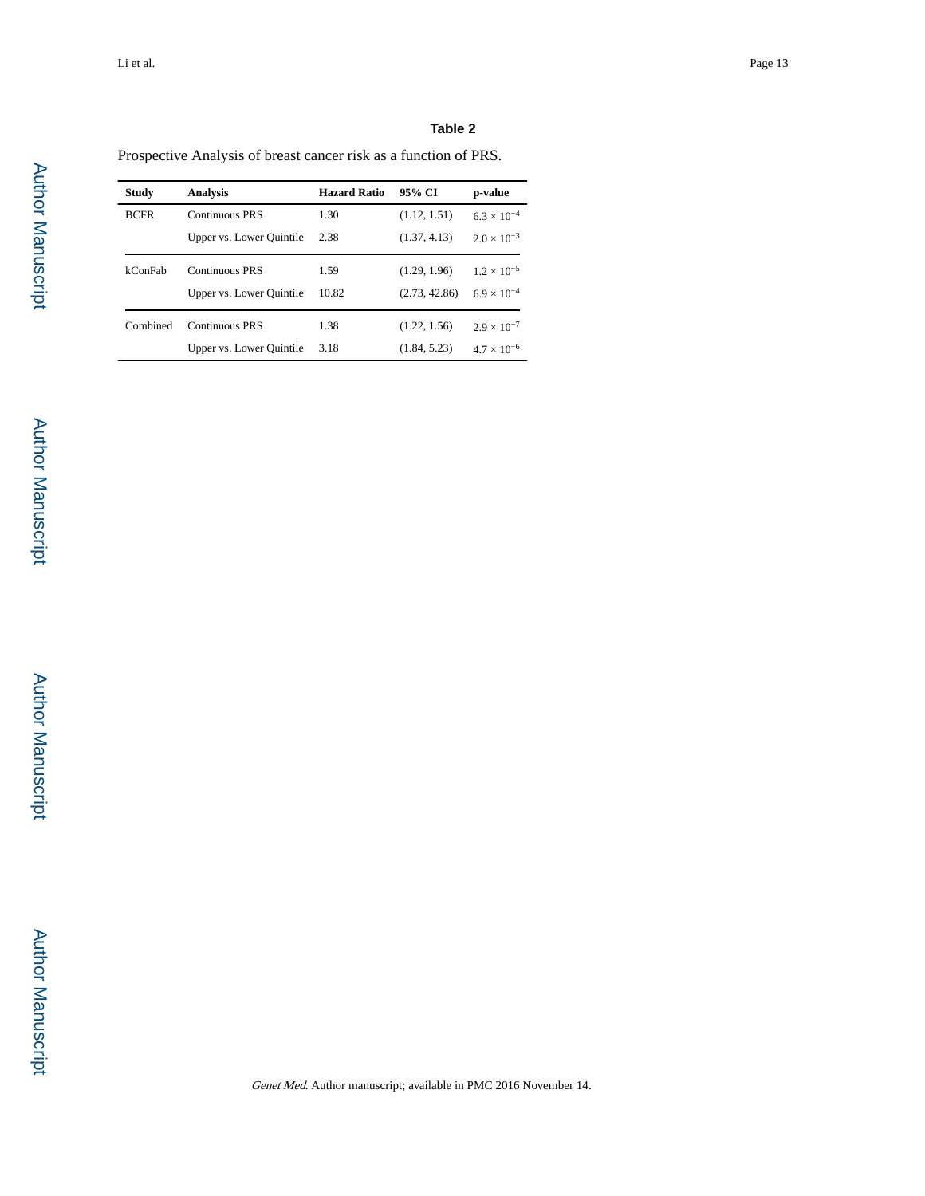## Table 2

Prospective Analysis of breast cancer risk as a function of PRS.

| Study | Analysis | Hazard Ratio | 95% CI | p-value |
|---|---|---|---|---|
| BCFR | Continuous PRS | 1.30 | (1.12, 1.51) | $6.3 \times 10^{-4}$ |
| | Upper vs. Lower Quintile | 2.38 | (1.37, 4.13) | $2.0 \times 10^{-3}$ |
| kConFab | Continuous PRS | 1.59 | (1.29, 1.96) | $1.2 \times 10^{-5}$ |
| | Upper vs. Lower Quintile | 10.82 | (2.73, 42.86) | $6.9 \times 10^{-4}$ |
| Combined | Continuous PRS | 1.38 | (1.22, 1.56) | $2.9 \times 10^{-7}$ |
| | Upper vs. Lower Quintile | 3.18 | (1.84, 5.23) | $4.7 \times 10^{-6}$ |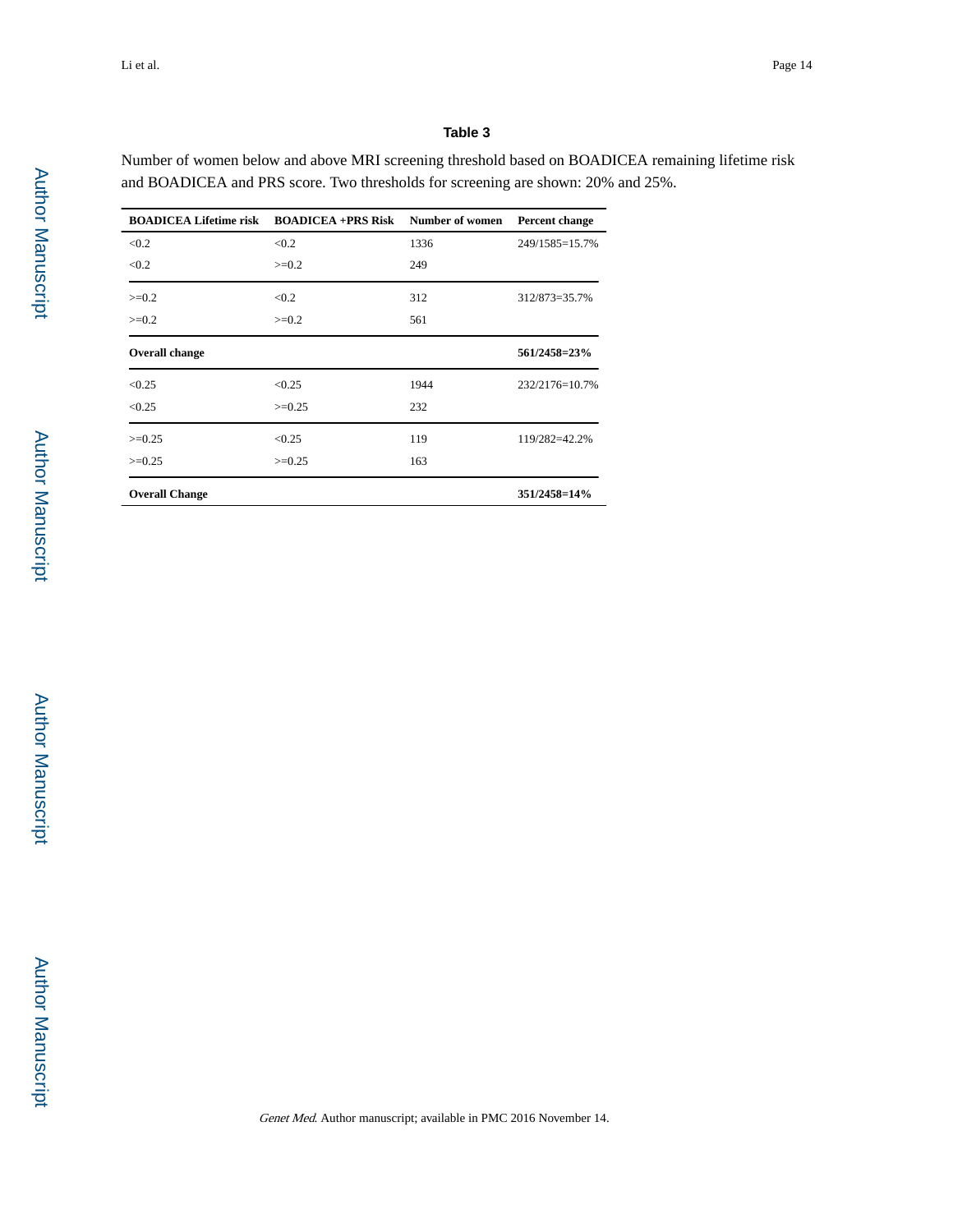## Table 3

Number of women below and above MRI screening threshold based on BOADICEA remaining lifetime risk and BOADICEA and PRS score. Two thresholds for screening are shown: 20% and 25%.

| BOADICEA Lifetime risk | BOADICEA +PRS Risk | Number of women | Percent change |
|---|---|---|---|
| <0.2 | <0.2 | 1336 | 249/1585=15.7% |
| <0.2 | >=0.2 | 249 | |
| >=0.2 | <0.2 | 312 | 312/873=35.7% |
| >=0.2 | >=0.2 | 561 | |
| **Overall change** | | | **561/2458=23%** |
| <0.25 | <0.25 | 1944 | 232/2176=10.7% |
| <0.25 | >=0.25 | 232 | |
| >=0.25 | <0.25 | 119 | 119/282=42.2% |
| >=0.25 | >=0.25 | 163 | |
| **Overall Change** | | | **351/2458=14%** |